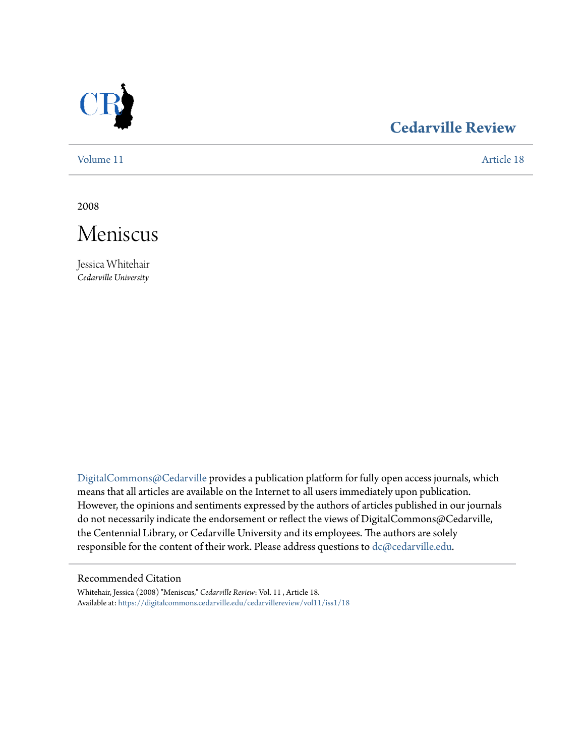# Cedarville Review

Volume 11 | Article 18

2008

# Meniscus

Jessica Whitehair
*Cedarville University*

DigitalCommons@Cedarville provides a publication platform for fully open access journals, which means that all articles are available on the Internet to all users immediately upon publication. However, the opinions and sentiments expressed by the authors of articles published in our journals do not necessarily indicate the endorsement or reflect the views of DigitalCommons@Cedarville, the Centennial Library, or Cedarville University and its employees. The authors are solely responsible for the content of their work. Please address questions to dc@cedarville.edu.

## Recommended Citation

Whitehair, Jessica (2008) "Meniscus," *Cedarville Review*: Vol. 11 , Article 18.
Available at: https://digitalcommons.cedarville.edu/cedarvillereview/vol11/iss1/18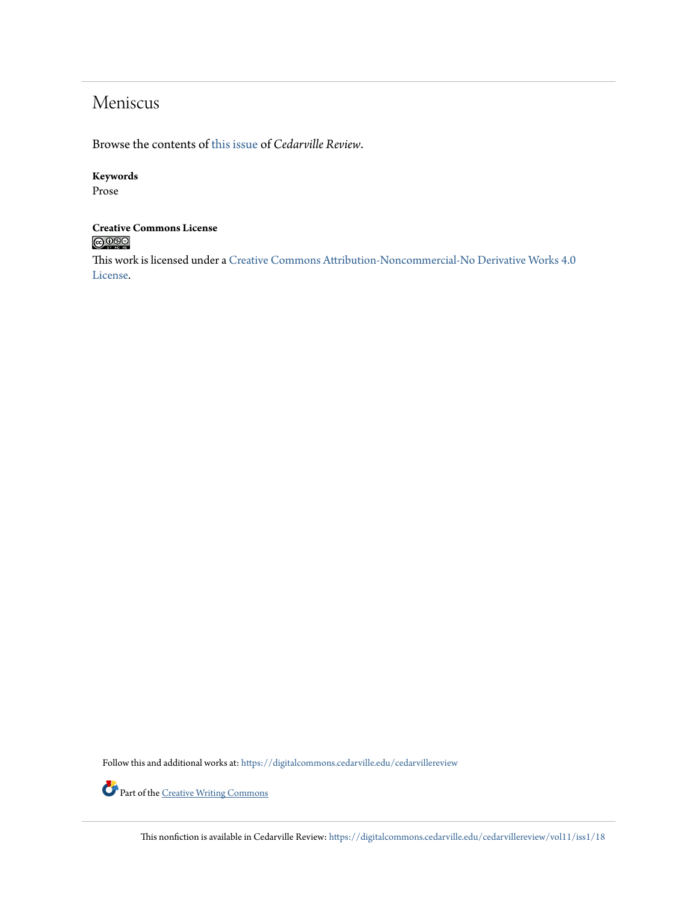# Meniscus

Browse the contents of this issue of *Cedarville Review*.

**Keywords**
Prose

**Creative Commons License**

This work is licensed under a Creative Commons Attribution-Noncommercial-No Derivative Works 4.0 License.

Follow this and additional works at: https://digitalcommons.cedarville.edu/cedarvillereview

Part of the Creative Writing Commons

This nonfiction is available in Cedarville Review: https://digitalcommons.cedarville.edu/cedarvillereview/vol11/iss1/18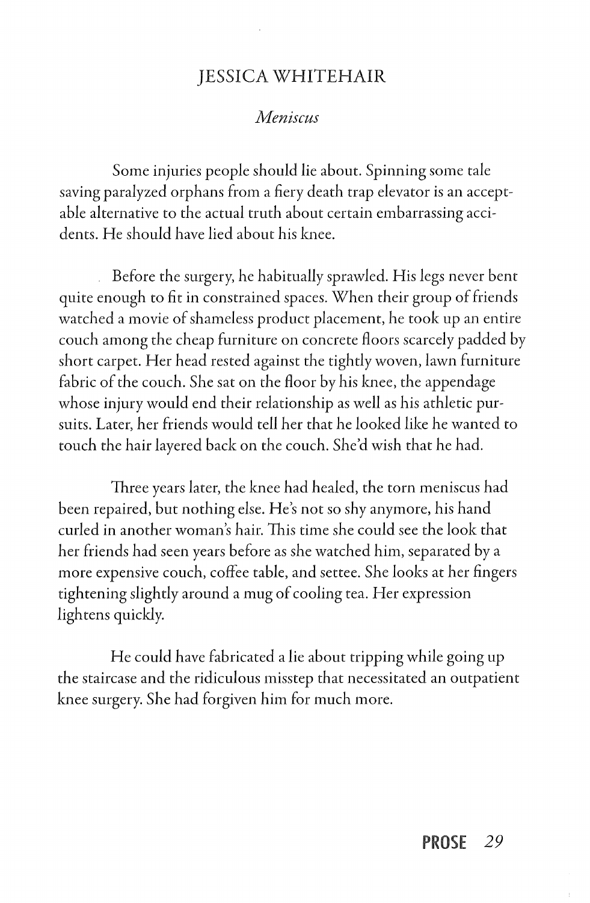## JESSICA WHITEHAIR

### *Meniscus*

Some injuries people should lie about. Spinning some tale saving paralyzed orphans from a fiery death trap elevator is an acceptable alternative to the actual truth about certain embarrassing accidents. He should have lied about his knee.

Before the surgery, he habitually sprawled. His legs never bent quite enough to fit in constrained spaces. When their group of friends watched a movie of shameless product placement, he took up an entire couch among the cheap furniture on concrete floors scarcely padded by short carpet. Her head rested against the tightly woven, lawn furniture fabric of the couch. She sat on the floor by his knee, the appendage whose injury would end their relationship as well as his athletic pursuits. Later, her friends would tell her that he looked like he wanted to touch the hair layered back on the couch. She'd wish that he had.

Three years later, the knee had healed, the torn meniscus had been repaired, but nothing else. He's not so shy anymore, his hand curled in another woman's hair. This time she could see the look that her friends had seen years before as she watched him, separated by a more expensive couch, coffee table, and settee. She looks at her fingers tightening slightly around a mug of cooling tea. Her expression lightens quickly.

He could have fabricated a lie about tripping while going up the staircase and the ridiculous misstep that necessitated an outpatient knee surgery. She had forgiven him for much more.